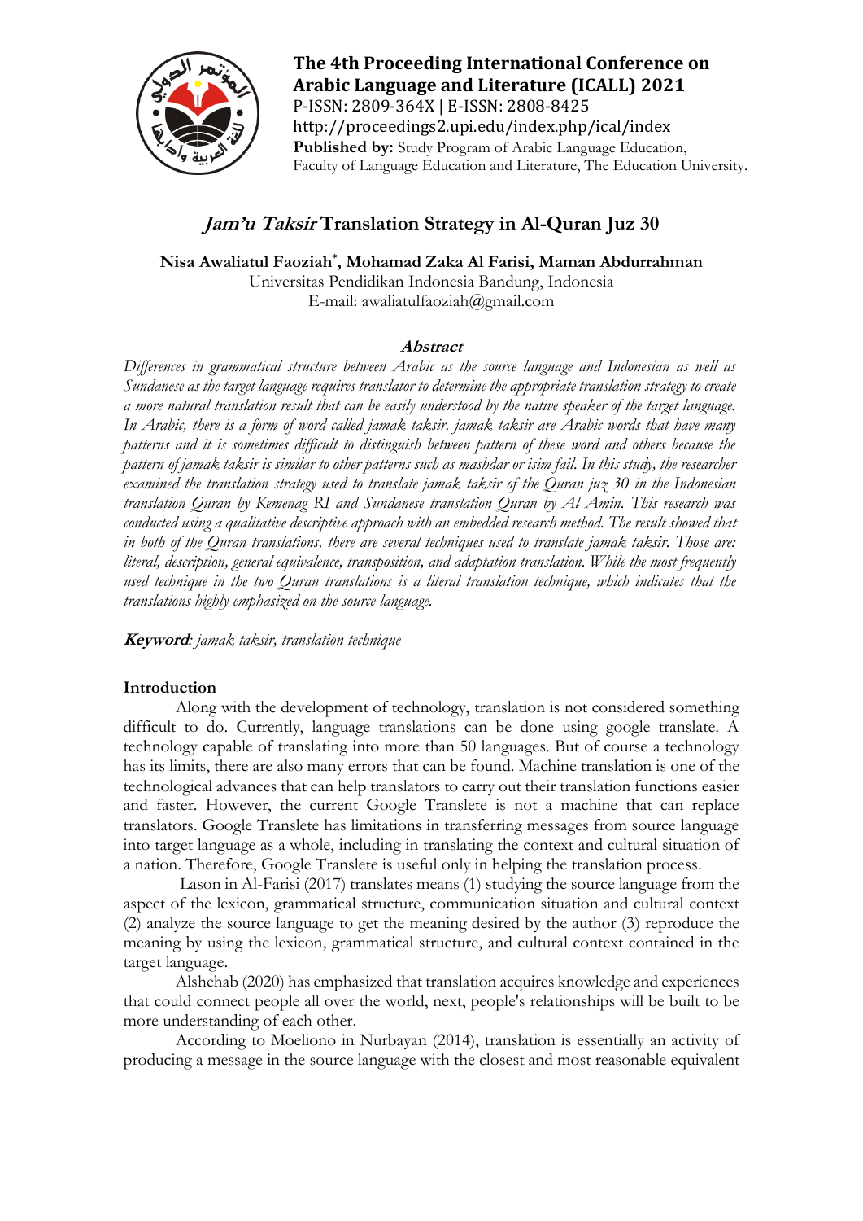**The 4th Proceeding International Conference on Arabic Language and Literature (ICALL) 2021**
P-ISSN: 2809-364X | E-ISSN: 2808-8425
http://proceedings2.upi.edu/index.php/ical/index
**Published by:** Study Program of Arabic Language Education, Faculty of Language Education and Literature, The Education University.

# *Jam'u Taksir* Translation Strategy in Al-Quran Juz 30

**Nisa Awaliatul Faoziah*, Mohamad Zaka Al Farisi, Maman Abdurrahman**
Universitas Pendidikan Indonesia Bandung, Indonesia
E-mail: awaliatulfaoziah@gmail.com

## Abstract

*Differences in grammatical structure between Arabic as the source language and Indonesian as well as Sundanese as the target language requires translator to determine the appropriate translation strategy to create a more natural translation result that can be easily understood by the native speaker of the target language. In Arabic, there is a form of word called jamak taksir. jamak taksir are Arabic words that have many patterns and it is sometimes difficult to distinguish between pattern of these word and others because the pattern of jamak taksir is similar to other patterns such as mashdar or isim fail. In this study, the researcher examined the translation strategy used to translate jamak taksir of the Quran juz 30 in the Indonesian translation Quran by Kemenag RI and Sundanese translation Quran by Al Amin. This research was conducted using a qualitative descriptive approach with an embedded research method. The result showed that in both of the Quran translations, there are several techniques used to translate jamak taksir. Those are: literal, description, general equivalence, transposition, and adaptation translation. While the most frequently used technique in the two Quran translations is a literal translation technique, which indicates that the translations highly emphasized on the source language.*

**Keyword**: *jamak taksir, translation technique*

## Introduction

Along with the development of technology, translation is not considered something difficult to do. Currently, language translations can be done using google translate. A technology capable of translating into more than 50 languages. But of course a technology has its limits, there are also many errors that can be found. Machine translation is one of the technological advances that can help translators to carry out their translation functions easier and faster. However, the current Google Translete is not a machine that can replace translators. Google Translete has limitations in transferring messages from source language into target language as a whole, including in translating the context and cultural situation of a nation. Therefore, Google Translete is useful only in helping the translation process.

Lason in Al-Farisi (2017) translates means (1) studying the source language from the aspect of the lexicon, grammatical structure, communication situation and cultural context (2) analyze the source language to get the meaning desired by the author (3) reproduce the meaning by using the lexicon, grammatical structure, and cultural context contained in the target language.

Alshehab (2020) has emphasized that translation acquires knowledge and experiences that could connect people all over the world, next, people's relationships will be built to be more understanding of each other.

According to Moeliono in Nurbayan (2014), translation is essentially an activity of producing a message in the source language with the closest and most reasonable equivalent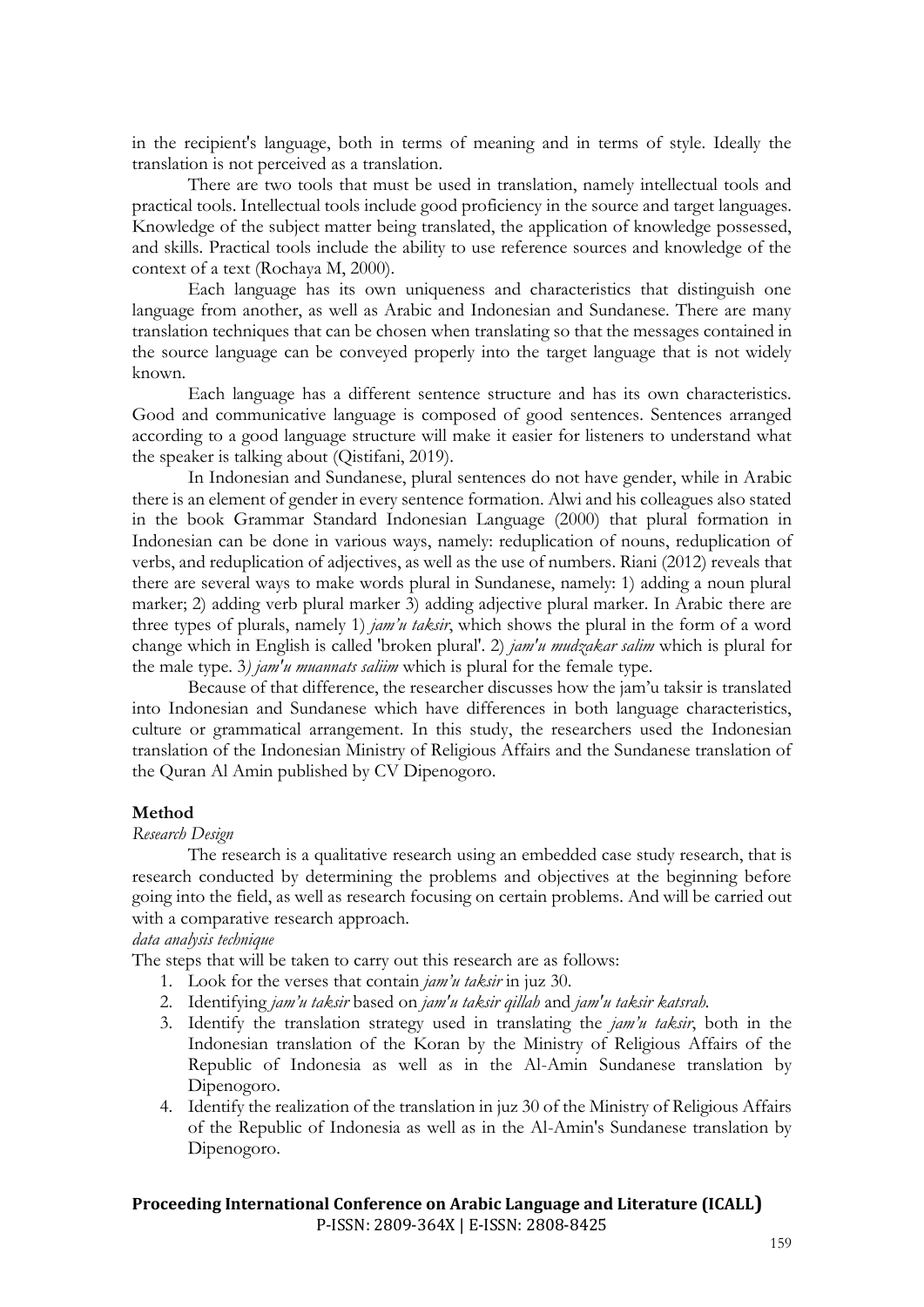in the recipient's language, both in terms of meaning and in terms of style. Ideally the translation is not perceived as a translation.

There are two tools that must be used in translation, namely intellectual tools and practical tools. Intellectual tools include good proficiency in the source and target languages. Knowledge of the subject matter being translated, the application of knowledge possessed, and skills. Practical tools include the ability to use reference sources and knowledge of the context of a text (Rochaya M, 2000).

Each language has its own uniqueness and characteristics that distinguish one language from another, as well as Arabic and Indonesian and Sundanese. There are many translation techniques that can be chosen when translating so that the messages contained in the source language can be conveyed properly into the target language that is not widely known.

Each language has a different sentence structure and has its own characteristics. Good and communicative language is composed of good sentences. Sentences arranged according to a good language structure will make it easier for listeners to understand what the speaker is talking about (Qistifani, 2019).

In Indonesian and Sundanese, plural sentences do not have gender, while in Arabic there is an element of gender in every sentence formation. Alwi and his colleagues also stated in the book Grammar Standard Indonesian Language (2000) that plural formation in Indonesian can be done in various ways, namely: reduplication of nouns, reduplication of verbs, and reduplication of adjectives, as well as the use of numbers. Riani (2012) reveals that there are several ways to make words plural in Sundanese, namely: 1) adding a noun plural marker; 2) adding verb plural marker 3) adding adjective plural marker. In Arabic there are three types of plurals, namely 1) *jam'u taksir*, which shows the plural in the form of a word change which in English is called 'broken plural'. 2) *jam'u mudzakar salim* which is plural for the male type. 3*) jam'u muannats saliim* which is plural for the female type.

Because of that difference, the researcher discusses how the jam'u taksir is translated into Indonesian and Sundanese which have differences in both language characteristics, culture or grammatical arrangement. In this study, the researchers used the Indonesian translation of the Indonesian Ministry of Religious Affairs and the Sundanese translation of the Quran Al Amin published by CV Dipenogoro.

## Method

*Research Design*

The research is a qualitative research using an embedded case study research, that is research conducted by determining the problems and objectives at the beginning before going into the field, as well as research focusing on certain problems. And will be carried out with a comparative research approach.

*data analysis technique*

The steps that will be taken to carry out this research are as follows:

1. Look for the verses that contain *jam'u taksir* in juz 30.
2. Identifying *jam'u taksir* based on *jam'u taksir qillah* and *jam'u taksir katsrah.*
3. Identify the translation strategy used in translating the *jam'u taksir*, both in the Indonesian translation of the Koran by the Ministry of Religious Affairs of the Republic of Indonesia as well as in the Al-Amin Sundanese translation by Dipenogoro.
4. Identify the realization of the translation in juz 30 of the Ministry of Religious Affairs of the Republic of Indonesia as well as in the Al-Amin's Sundanese translation by Dipenogoro.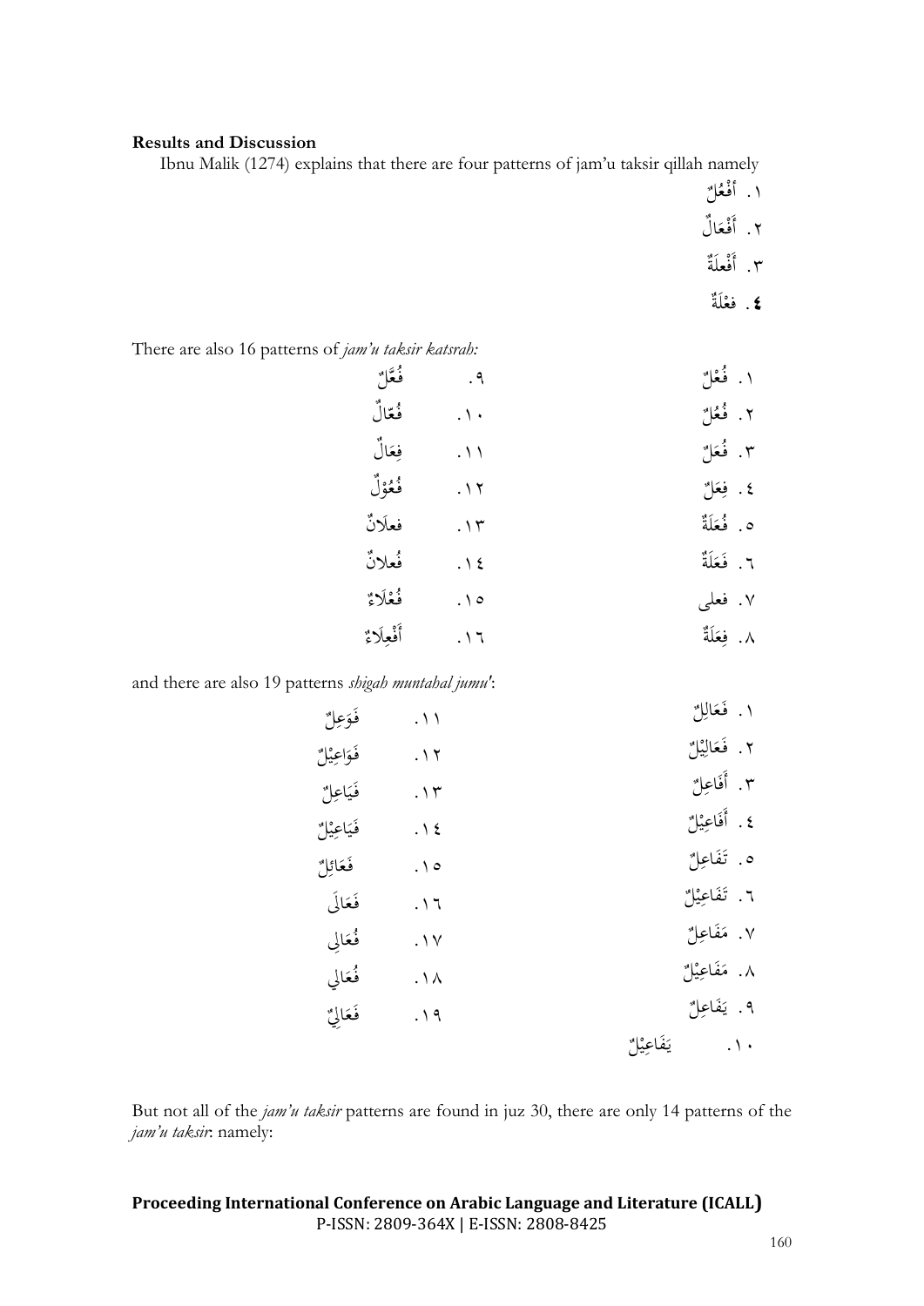**Results and Discussion**

Ibnu Malik (1274) explains that there are four patterns of jam'u taksir qillah namely

١. أفْعُلٌ
٢. أَفْعَالٌ
٣. أَفْعِلَةٌ
٤. فِعْلَةٌ

There are also 16 patterns of *jam'u taksir katsrah:*

١. فُعْلٌ
٢. فُعُلٌ
٣. فُعَلٌ
٤. فِعَلٌ
٥. فُعَلَةٌ
٦. فَعَلَةٌ
٧. فعلى
٨. فِعَلَةٌ
٩. فُعَّلٌ
١٠. فُعّالٌ
١١. فِعَالٌ
١٢. فُعُوْلٌ
١٣. فعلَانٌ
١٤. فُعلانٌ
١٥. فُعْلَاءٌ
١٦. أَفْعِلَاءٌ

and there are also 19 patterns *shigah muntahal jumu'*:

١. فَعَالِلٌ
٢. فَعَالِيْلٌ
٣. أَفَاعِلٌ
٤. أَفَاعِيْلٌ
٥. تَفَاعِلٌ
٦. تَفَاعِيْلٌ
٧. مَفَاعِلٌ
٨. مَفَاعِيْلٌ
٩. يَفَاعِلٌ
١٠. يَفَاعِيْلٌ
١١. فَوَعِلٌ
١٢. فَوَاعِيْلٌ
١٣. فَيَاعِلٌ
١٤. فَيَاعِيْلٌ
١٥. فَعَائِلٌ
١٦. فَعَالَى
١٧. فُعَالِى
١٨. فُعَالِي
١٩. فَعَالِيٌّ

But not all of the *jam'u taksir* patterns are found in juz 30, there are only 14 patterns of the *jam'u taksir*: namely: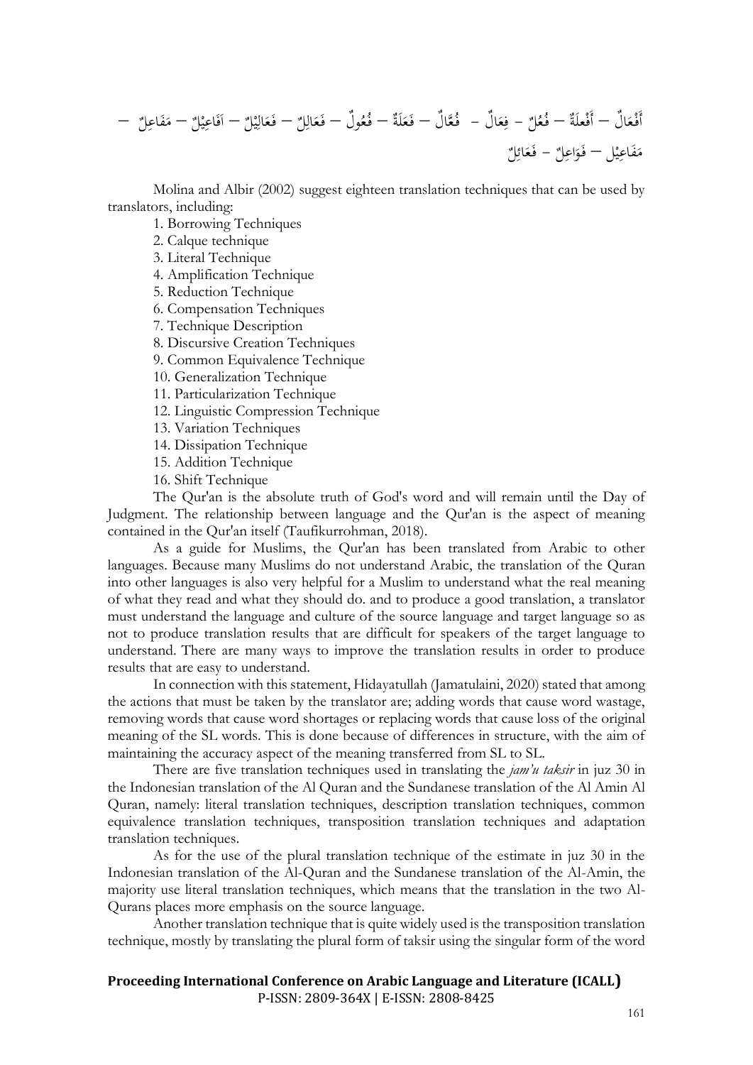أَفْعَالٌ – أَفْعِلَةٌ – فُعُلٌ – فِعَالٌ – فُعَّالٌ – فَعَلَةٌ – فُعُولٌ – فَعَالِلٌ – فَعَالِيْلٌ – اَفَاعِيْلٌ – مَفَاعِلٌ – مَفَاعِيْل – فَوَاعِلٌ – فَعَائِلٌ

Molina and Albir (2002) suggest eighteen translation techniques that can be used by translators, including:

1. Borrowing Techniques
2. Calque technique
3. Literal Technique
4. Amplification Technique
5. Reduction Technique
6. Compensation Techniques
7. Technique Description
8. Discursive Creation Techniques
9. Common Equivalence Technique
10. Generalization Technique
11. Particularization Technique
12. Linguistic Compression Technique
13. Variation Techniques
14. Dissipation Technique
15. Addition Technique
16. Shift Technique

The Qur'an is the absolute truth of God's word and will remain until the Day of Judgment. The relationship between language and the Qur'an is the aspect of meaning contained in the Qur'an itself (Taufikurrohman, 2018).

As a guide for Muslims, the Qur'an has been translated from Arabic to other languages. Because many Muslims do not understand Arabic, the translation of the Quran into other languages is also very helpful for a Muslim to understand what the real meaning of what they read and what they should do. and to produce a good translation, a translator must understand the language and culture of the source language and target language so as not to produce translation results that are difficult for speakers of the target language to understand. There are many ways to improve the translation results in order to produce results that are easy to understand.

In connection with this statement, Hidayatullah (Jamatulaini, 2020) stated that among the actions that must be taken by the translator are; adding words that cause word wastage, removing words that cause word shortages or replacing words that cause loss of the original meaning of the SL words. This is done because of differences in structure, with the aim of maintaining the accuracy aspect of the meaning transferred from SL to SL.

There are five translation techniques used in translating the *jam'u taksir* in juz 30 in the Indonesian translation of the Al Quran and the Sundanese translation of the Al Amin Al Quran, namely: literal translation techniques, description translation techniques, common equivalence translation techniques, transposition translation techniques and adaptation translation techniques.

As for the use of the plural translation technique of the estimate in juz 30 in the Indonesian translation of the Al-Quran and the Sundanese translation of the Al-Amin, the majority use literal translation techniques, which means that the translation in the two Al-Qurans places more emphasis on the source language.

Another translation technique that is quite widely used is the transposition translation technique, mostly by translating the plural form of taksir using the singular form of the word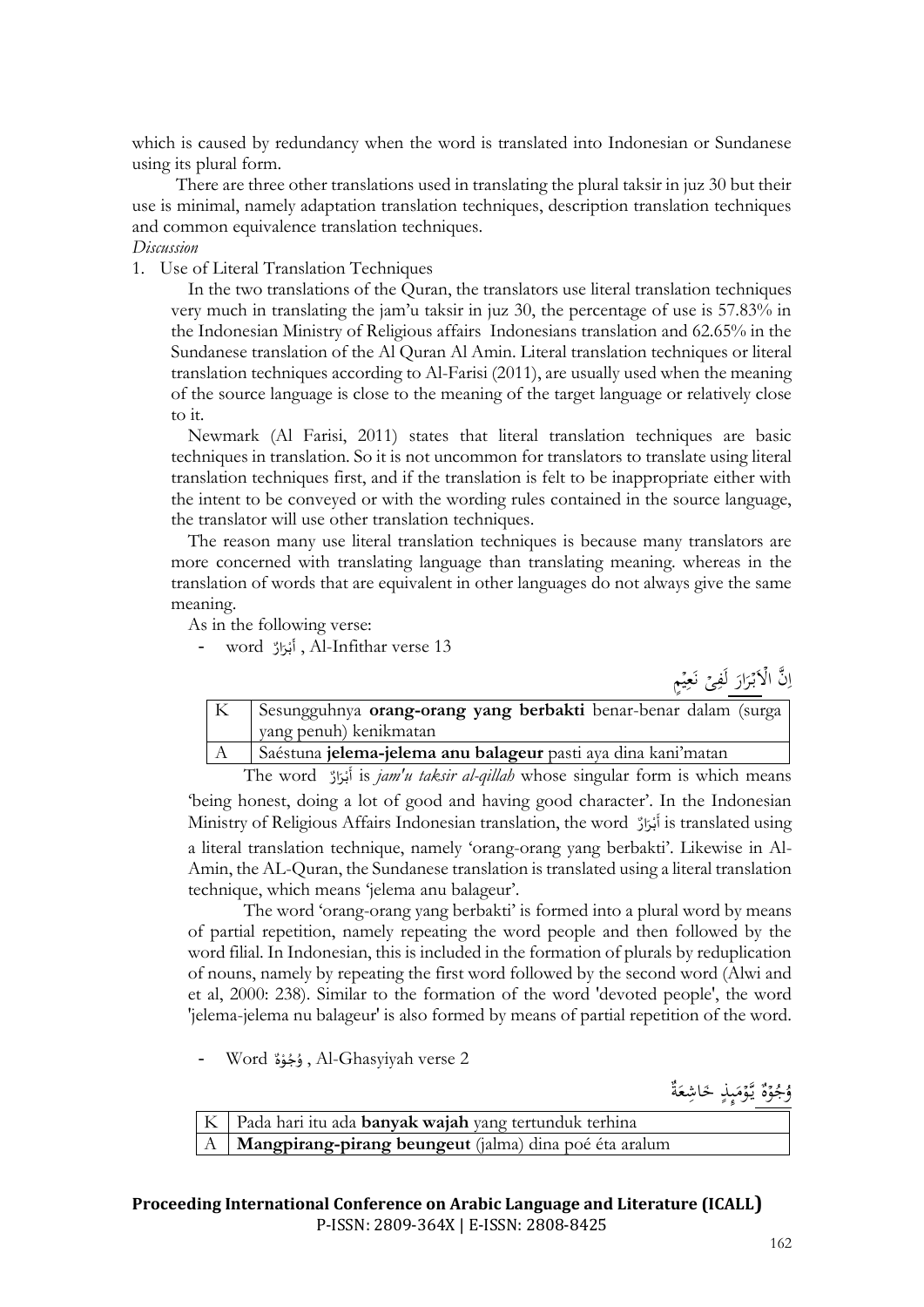which is caused by redundancy when the word is translated into Indonesian or Sundanese using its plural form.

There are three other translations used in translating the plural taksir in juz 30 but their use is minimal, namely adaptation translation techniques, description translation techniques and common equivalence translation techniques.

*Discussion*

1. Use of Literal Translation Techniques

In the two translations of the Quran, the translators use literal translation techniques very much in translating the jam'u taksir in juz 30, the percentage of use is 57.83% in the Indonesian Ministry of Religious affairs Indonesians translation and 62.65% in the Sundanese translation of the Al Quran Al Amin. Literal translation techniques or literal translation techniques according to Al-Farisi (2011), are usually used when the meaning of the source language is close to the meaning of the target language or relatively close to it.

Newmark (Al Farisi, 2011) states that literal translation techniques are basic techniques in translation. So it is not uncommon for translators to translate using literal translation techniques first, and if the translation is felt to be inappropriate either with the intent to be conveyed or with the wording rules contained in the source language, the translator will use other translation techniques.

The reason many use literal translation techniques is because many translators are more concerned with translating language than translating meaning. whereas in the translation of words that are equivalent in other languages do not always give the same meaning.

As in the following verse:

- word أَبْرَارٌ , Al-Infithar verse 13

اِنَّ الْاَبْرَارَ لَفِيْ نَعِيْمٍ

| | |
|---|---|
| K | Sesungguhnya **orang-orang yang berbakti** benar-benar dalam (surga yang penuh) kenikmatan |
| A | Saéstuna **jelema-jelema anu balageur** pasti aya dina kani'matan |

The word أَبْرَارٌ is *jam'u taksir al-qillah* whose singular form is which means 'being honest, doing a lot of good and having good character'. In the Indonesian Ministry of Religious Affairs Indonesian translation, the word أَبْرَارٌ is translated using a literal translation technique, namely 'orang-orang yang berbakti'. Likewise in Al-Amin, the AL-Quran, the Sundanese translation is translated using a literal translation technique, which means 'jelema anu balageur'.

The word 'orang-orang yang berbakti' is formed into a plural word by means of partial repetition, namely repeating the word people and then followed by the word filial. In Indonesian, this is included in the formation of plurals by reduplication of nouns, namely by repeating the first word followed by the second word (Alwi and et al, 2000: 238). Similar to the formation of the word 'devoted people', the word 'jelema-jelema nu balageur' is also formed by means of partial repetition of the word.

- Word وُجُوْهٌ , Al-Ghasyiyah verse 2

وُجُوْهٌ يَّوْمَىِٕذٍ خَاشِعَةٌ

| | |
|---|---|
| K | Pada hari itu ada **banyak wajah** yang tertunduk terhina |
| A | **Mangpirang-pirang beungeut** (jalma) dina poé éta aralum |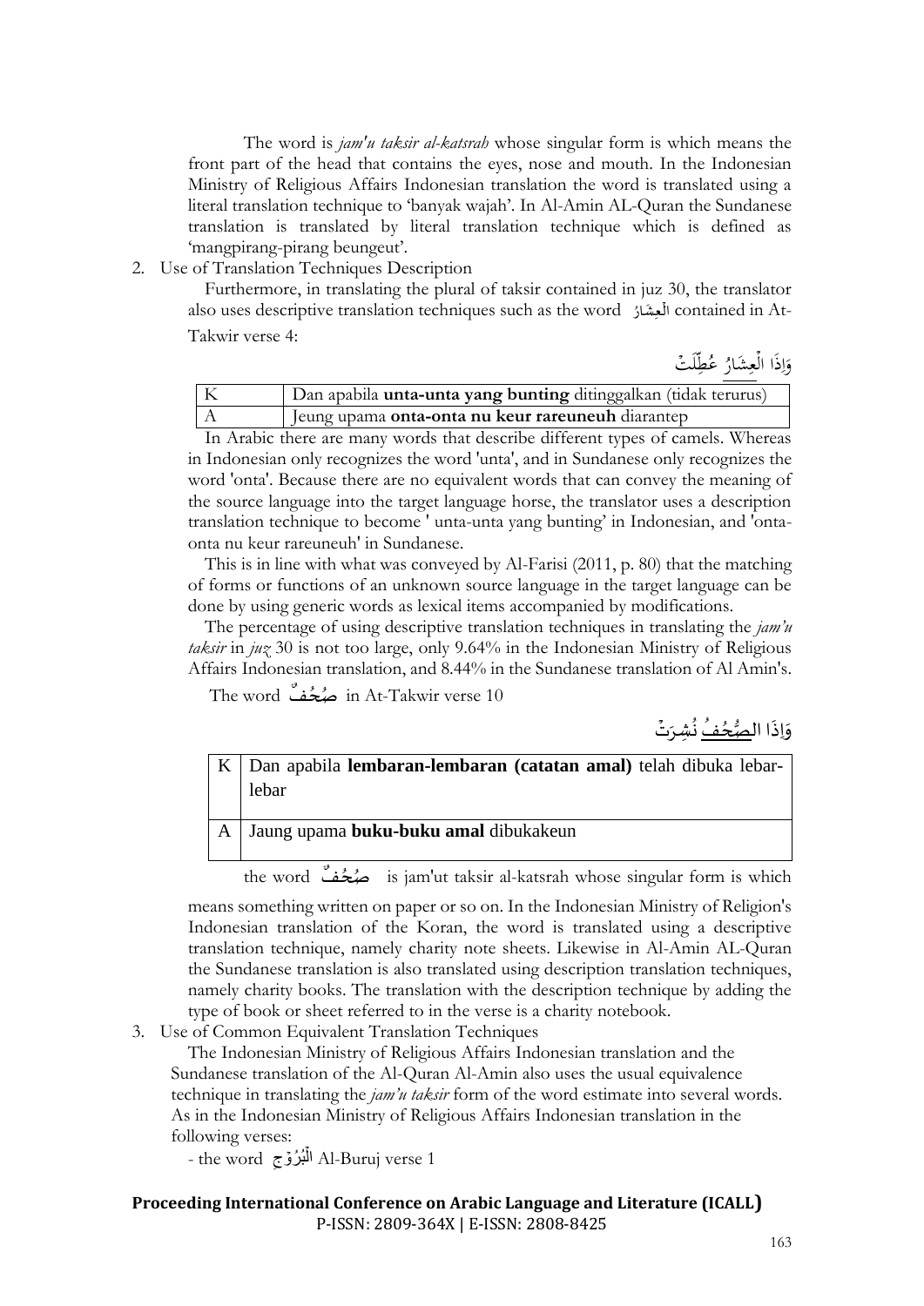The word is *jam'u taksir al-katsrah* whose singular form is which means the front part of the head that contains the eyes, nose and mouth. In the Indonesian Ministry of Religious Affairs Indonesian translation the word is translated using a literal translation technique to 'banyak wajah'. In Al-Amin AL-Quran the Sundanese translation is translated by literal translation technique which is defined as 'mangpirang-pirang beungeut'.

2. Use of Translation Techniques Description

Furthermore, in translating the plural of taksir contained in juz 30, the translator also uses descriptive translation techniques such as the word الْعِشَارُ contained in At-Takwir verse 4:

وَاِذَا الْعِشَارُ عُطِّلَتْ

| | |
|---|---|
| K | Dan apabila **unta-unta yang bunting** ditinggalkan (tidak terurus) |
| A | Jeung upama **onta-onta nu keur rareuneuh** diarantep |

In Arabic there are many words that describe different types of camels. Whereas in Indonesian only recognizes the word 'unta', and in Sundanese only recognizes the word 'onta'. Because there are no equivalent words that can convey the meaning of the source language into the target language horse, the translator uses a description translation technique to become ' unta-unta yang bunting' in Indonesian, and 'onta-onta nu keur rareuneuh' in Sundanese.

This is in line with what was conveyed by Al-Farisi (2011, p. 80) that the matching of forms or functions of an unknown source language in the target language can be done by using generic words as lexical items accompanied by modifications.

The percentage of using descriptive translation techniques in translating the *jam'u taksir* in *juz* 30 is not too large, only 9.64% in the Indonesian Ministry of Religious Affairs Indonesian translation, and 8.44% in the Sundanese translation of Al Amin's.

The word صُحُفٌ in At-Takwir verse 10

وَاِذَا الصُّحُفُ نُشِرَتْ

| | |
|---|---|
| K | Dan apabila **lembaran-lembaran (catatan amal)** telah dibuka lebar-lebar |
| A | Jaung upama **buku-buku amal** dibukakeun |

the word صُحُفٌ is jam'ut taksir al-katsrah whose singular form is which means something written on paper or so on. In the Indonesian Ministry of Religion's Indonesian translation of the Koran, the word is translated using a descriptive translation technique, namely charity note sheets. Likewise in Al-Amin AL-Quran the Sundanese translation is also translated using description translation techniques, namely charity books. The translation with the description technique by adding the type of book or sheet referred to in the verse is a charity notebook.

3. Use of Common Equivalent Translation Techniques

The Indonesian Ministry of Religious Affairs Indonesian translation and the Sundanese translation of the Al-Quran Al-Amin also uses the usual equivalence technique in translating the *jam'u taksir* form of the word estimate into several words. As in the Indonesian Ministry of Religious Affairs Indonesian translation in the following verses:

- the word الْبُرُوْجِ Al-Buruj verse 1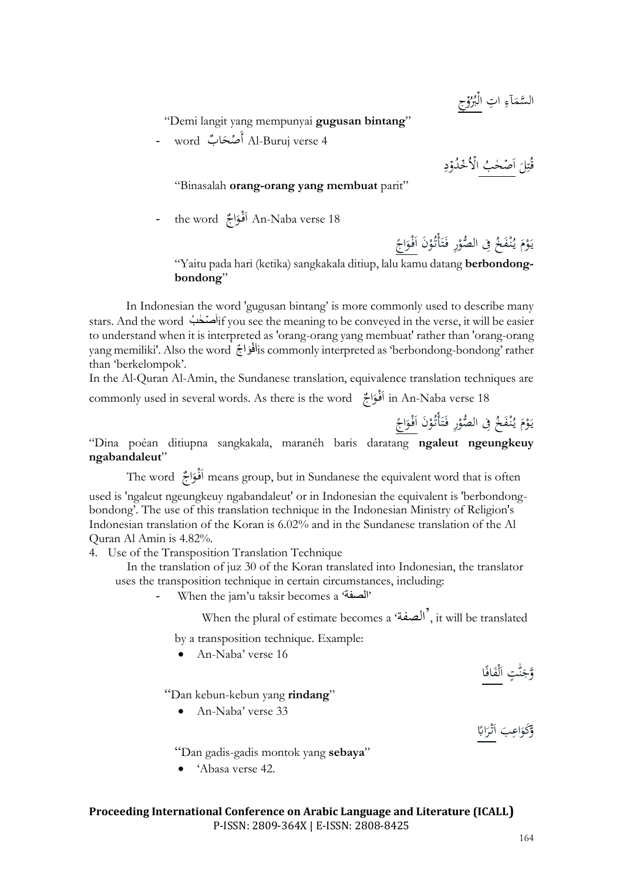السَّمَآءِ ذَاتِ الْبُرُوْجِ

"Demi langit yang mempunyai **gugusan bintang**"

- word أَصْحَابٌ Al-Buruj verse 4

قُتِلَ اَصْحٰبُ الْاُخْدُوْدِ

"Binasalah **orang-orang yang membuat** parit"

- the word اَفْوَاجٌ An-Naba verse 18

يَوْمَ يُنْفَخُ فِى الصُّوْرِ فَتَأْتُوْنَ اَفْوَاجًا

"Yaitu pada hari (ketika) sangkakala ditiup, lalu kamu datang **berbondong-bondong**"

In Indonesian the word 'gugusan bintang' is more commonly used to describe many stars. And the word اَصْحٰبُ if you see the meaning to be conveyed in the verse, it will be easier to understand when it is interpreted as 'orang-orang yang membuat' rather than 'orang-orang yang memiliki'. Also the word اَفْوَاجٌ is commonly interpreted as 'berbondong-bondong' rather than 'berkelompok'.

In the Al-Quran Al-Amin, the Sundanese translation, equivalence translation techniques are commonly used in several words. As there is the word اَفْوَاجٌ in An-Naba verse 18

يَوْمَ يُنْفَخُ فِى الصُّوْرِ فَتَأْتُوْنَ اَفْوَاجًا

"Dina poéan ditiupna sangkakala, maranéh baris daratang **ngaleut ngeungkeuy ngabandaleut**"

The word اَفْوَاجٌ means group, but in Sundanese the equivalent word that is often used is 'ngaleut ngeungkeuy ngabandaleut' or in Indonesian the equivalent is 'berbondong-bondong'. The use of this translation technique in the Indonesian Ministry of Religion's Indonesian translation of the Koran is 6.02% and in the Sundanese translation of the Al Quran Al Amin is 4.82%.

4. Use of the Transposition Translation Technique

In the translation of juz 30 of the Koran translated into Indonesian, the translator uses the transposition technique in certain circumstances, including:

- When the jam'u taksir becomes a 'الصفة'

When the plural of estimate becomes a 'الصفة', it will be translated by a transposition technique. Example:

- An-Naba' verse 16

وَّجَنّٰتٍ اَلْفَافًا

"Dan kebun-kebun yang **rindang**"

- An-Naba' verse 33

وَّكَوَاعِبَ اَتْرَابًا

"Dan gadis-gadis montok yang **sebaya**"

- 'Abasa verse 42.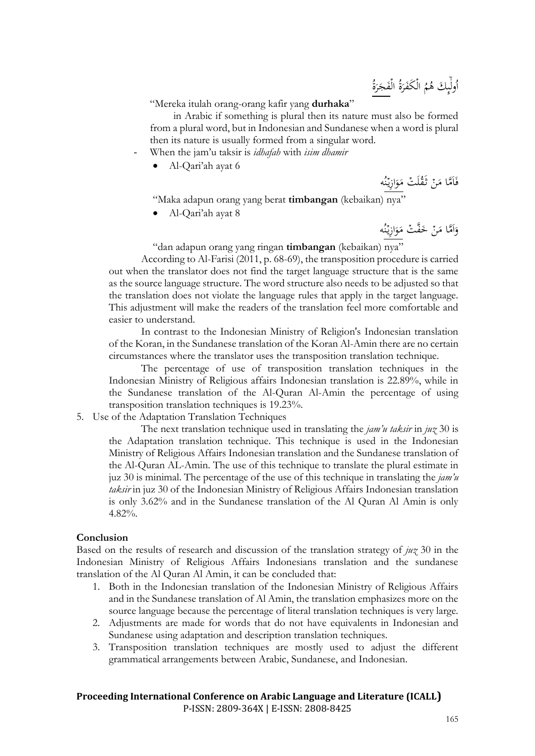أُولَٰئِكَ هُمُ الْكَفَرَةُ الْفَجَرَةُ

"Mereka itulah orang-orang kafir yang **durhaka**"

in Arabic if something is plural then its nature must also be formed from a plural word, but in Indonesian and Sundanese when a word is plural then its nature is usually formed from a singular word.

- When the jam'u taksir is *idhafah* with *isim dhamir*
  - Al-Qari'ah ayat 6

فَأَمَّا مَنْ ثَقُلَتْ مَوَازِينُه

"Maka adapun orang yang berat **timbangan** (kebaikan) nya"

  - Al-Qari'ah ayat 8

وَأَمَّا مَنْ خَفَّتْ مَوَازِينُه

"dan adapun orang yang ringan **timbangan** (kebaikan) nya"

According to Al-Farisi (2011, p. 68-69), the transposition procedure is carried out when the translator does not find the target language structure that is the same as the source language structure. The word structure also needs to be adjusted so that the translation does not violate the language rules that apply in the target language. This adjustment will make the readers of the translation feel more comfortable and easier to understand.

In contrast to the Indonesian Ministry of Religion's Indonesian translation of the Koran, in the Sundanese translation of the Koran Al-Amin there are no certain circumstances where the translator uses the transposition translation technique.

The percentage of use of transposition translation techniques in the Indonesian Ministry of Religious affairs Indonesian translation is 22.89%, while in the Sundanese translation of the Al-Quran Al-Amin the percentage of using transposition translation techniques is 19.23%.

5. Use of the Adaptation Translation Techniques

The next translation technique used in translating the *jam'u taksir* in *juz* 30 is the Adaptation translation technique. This technique is used in the Indonesian Ministry of Religious Affairs Indonesian translation and the Sundanese translation of the Al-Quran AL-Amin. The use of this technique to translate the plural estimate in juz 30 is minimal. The percentage of the use of this technique in translating the *jam'u taksir* in juz 30 of the Indonesian Ministry of Religious Affairs Indonesian translation is only 3.62% and in the Sundanese translation of the Al Quran Al Amin is only 4.82%.

## Conclusion

Based on the results of research and discussion of the translation strategy of *juz* 30 in the Indonesian Ministry of Religious Affairs Indonesians translation and the sundanese translation of the Al Quran Al Amin, it can be concluded that:

1. Both in the Indonesian translation of the Indonesian Ministry of Religious Affairs and in the Sundanese translation of Al Amin, the translation emphasizes more on the source language because the percentage of literal translation techniques is very large.
2. Adjustments are made for words that do not have equivalents in Indonesian and Sundanese using adaptation and description translation techniques.
3. Transposition translation techniques are mostly used to adjust the different grammatical arrangements between Arabic, Sundanese, and Indonesian.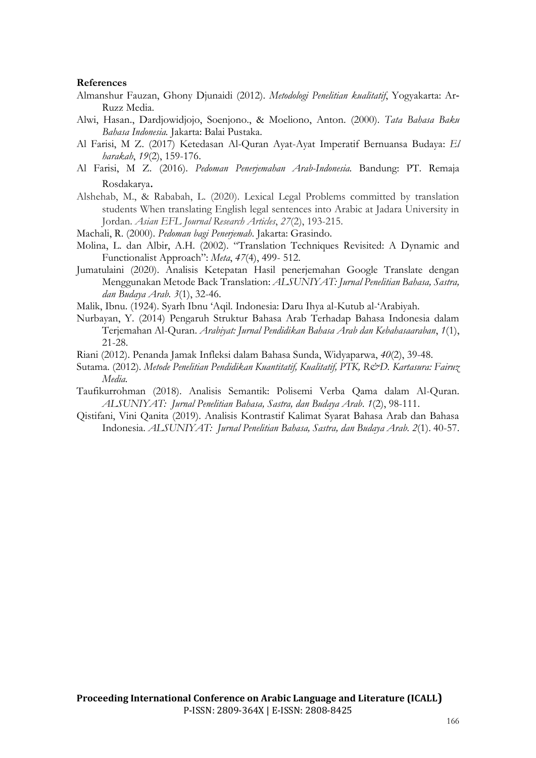**References**

Almanshur Fauzan, Ghony Djunaidi (2012). *Metodologi Penelitian kualitatif*, Yogyakarta: Ar-Ruzz Media.

Alwi, Hasan., Dardjowidjojo, Soenjono., & Moeliono, Anton. (2000). *Tata Bahasa Baku Bahasa Indonesia.* Jakarta: Balai Pustaka.

Al Farisi, M Z. (2017) Ketedasan Al-Quran Ayat-Ayat Imperatif Bernuansa Budaya: *El harakah*, *19*(2), 159-176.

Al Farisi, M Z. (2016). *Pedoman Penerjemahan Arab-Indonesia.* Bandung: PT. Remaja Rosdakarya**.**

Alshehab, M., & Rababah, L. (2020). Lexical Legal Problems committed by translation students When translating English legal sentences into Arabic at Jadara University in Jordan. *Asian EFL Journal Research Articles*, *27*(2), 193-215.

Machali, R. (2000). *Pedoman bagi Penerjemah*. Jakarta: Grasindo.

Molina, L. dan Albir, A.H. (2002). "Translation Techniques Revisited: A Dynamic and Functionalist Approach": *Meta*, *47*(4), 499- 512.

Jumatulaini (2020). Analisis Ketepatan Hasil penerjemahan Google Translate dengan Menggunakan Metode Back Translation: *ALSUNIYAT: Jurnal Penelitian Bahasa, Sastra, dan Budaya Arab. 3*(1), 32-46.

Malik, Ibnu. (1924). Syarh Ibnu 'Aqil. Indonesia: Daru Ihya al-Kutub al-'Arabiyah.

Nurbayan, Y. (2014) Pengaruh Struktur Bahasa Arab Terhadap Bahasa Indonesia dalam Terjemahan Al-Quran. *Arabiyat: Jurnal Pendidikan Bahasa Arab dan Kebahasaaraban*, *1*(1), 21-28.

Riani (2012). Penanda Jamak Infleksi dalam Bahasa Sunda, Widyaparwa, *40*(2), 39-48.

Sutama. (2012). *Metode Penelitian Pendidikan Kuantitatif, Kualitatif, PTK, R&D. Kartasura: Fairuz Media.*

Taufikurrohman (2018). Analisis Semantik: Polisemi Verba Qama dalam Al-Quran. *ALSUNIYAT: Jurnal Penelitian Bahasa, Sastra, dan Budaya Arab*. *1*(2), 98-111.

Qistifani, Vini Qanita (2019). Analisis Kontrastif Kalimat Syarat Bahasa Arab dan Bahasa Indonesia. *ALSUNIYAT: Jurnal Penelitian Bahasa, Sastra, dan Budaya Arab. 2*(1). 40-57.